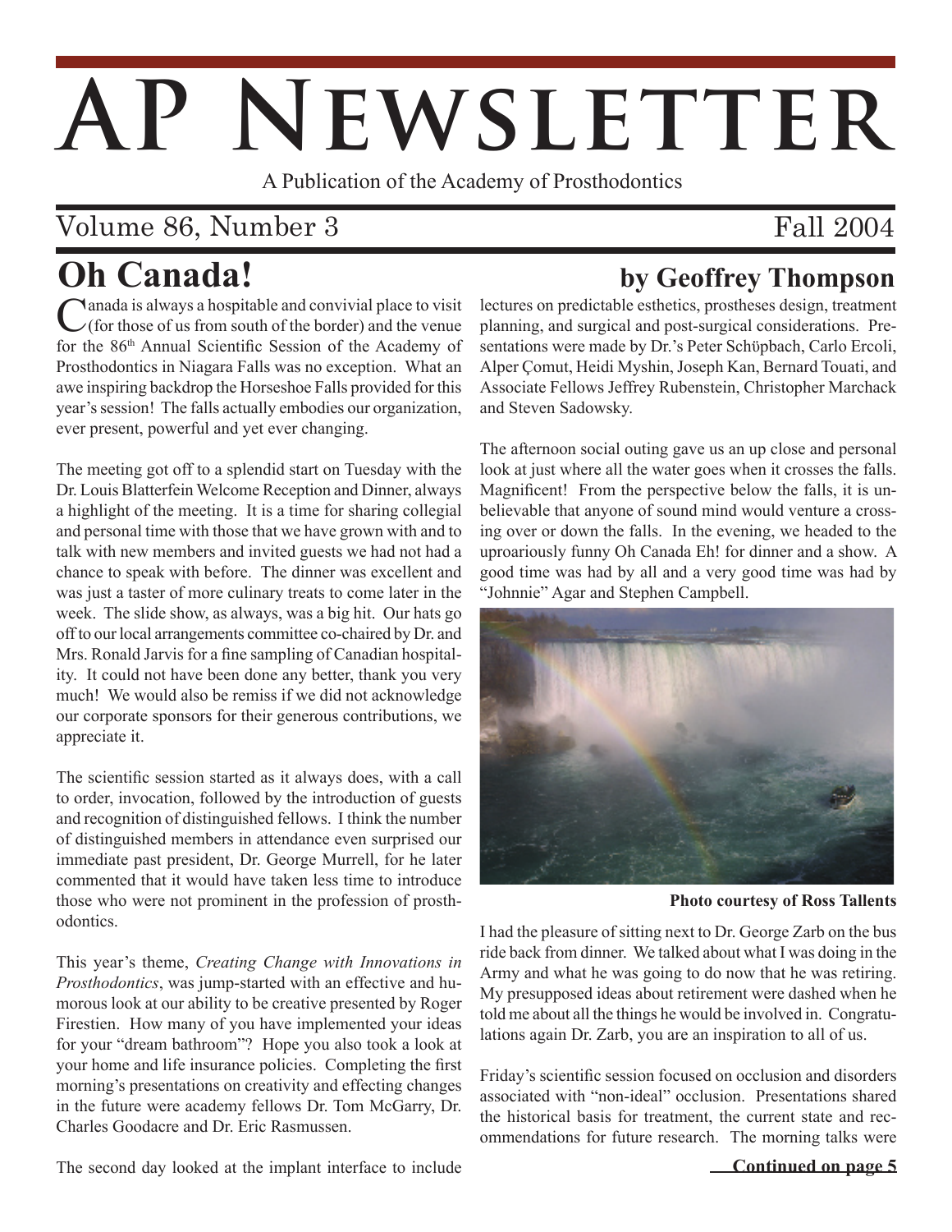# AP Newsletter

A Publication of the Academy of Prosthodontics

Volume 86, Number 3 — Fall 2004

## Oh Canada!

**by Geoffrey Thompson**

Canada is always a hospitable and convivial place to visit (for those of us from south of the border) and the venue for the 86th Annual Scientific Session of the Academy of Prosthodontics in Niagara Falls was no exception. What an awe inspiring backdrop the Horseshoe Falls provided for this year's session! The falls actually embodies our organization, ever present, powerful and yet ever changing.

The meeting got off to a splendid start on Tuesday with the Dr. Louis Blatterfein Welcome Reception and Dinner, always a highlight of the meeting. It is a time for sharing collegial and personal time with those that we have grown with and to talk with new members and invited guests we had not had a chance to speak with before. The dinner was excellent and was just a taster of more culinary treats to come later in the week. The slide show, as always, was a big hit. Our hats go off to our local arrangements committee co-chaired by Dr. and Mrs. Ronald Jarvis for a fine sampling of Canadian hospitality. It could not have been done any better, thank you very much! We would also be remiss if we did not acknowledge our corporate sponsors for their generous contributions, we appreciate it.

The scientific session started as it always does, with a call to order, invocation, followed by the introduction of guests and recognition of distinguished fellows. I think the number of distinguished members in attendance even surprised our immediate past president, Dr. George Murrell, for he later commented that it would have taken less time to introduce those who were not prominent in the profession of prosthodontics.

This year's theme, *Creating Change with Innovations in Prosthodontics*, was jump-started with an effective and humorous look at our ability to be creative presented by Roger Firestien. How many of you have implemented your ideas for your "dream bathroom"? Hope you also took a look at your home and life insurance policies. Completing the first morning's presentations on creativity and effecting changes in the future were academy fellows Dr. Tom McGarry, Dr. Charles Goodacre and Dr. Eric Rasmussen.

The second day looked at the implant interface to include lectures on predictable esthetics, prostheses design, treatment planning, and surgical and post-surgical considerations. Presentations were made by Dr.'s Peter Schüpbach, Carlo Ercoli, Alper Çomut, Heidi Myshin, Joseph Kan, Bernard Touati, and Associate Fellows Jeffrey Rubenstein, Christopher Marchack and Steven Sadowsky.

The afternoon social outing gave us an up close and personal look at just where all the water goes when it crosses the falls. Magnificent! From the perspective below the falls, it is unbelievable that anyone of sound mind would venture a crossing over or down the falls. In the evening, we headed to the uproariously funny Oh Canada Eh! for dinner and a show. A good time was had by all and a very good time was had by "Johnnie" Agar and Stephen Campbell.

**Photo courtesy of Ross Tallents**

I had the pleasure of sitting next to Dr. George Zarb on the bus ride back from dinner. We talked about what I was doing in the Army and what he was going to do now that he was retiring. My presupposed ideas about retirement were dashed when he told me about all the things he would be involved in. Congratulations again Dr. Zarb, you are an inspiration to all of us.

Friday's scientific session focused on occlusion and disorders associated with "non-ideal" occlusion. Presentations shared the historical basis for treatment, the current state and recommendations for future research. The morning talks were

**Continued on page 5**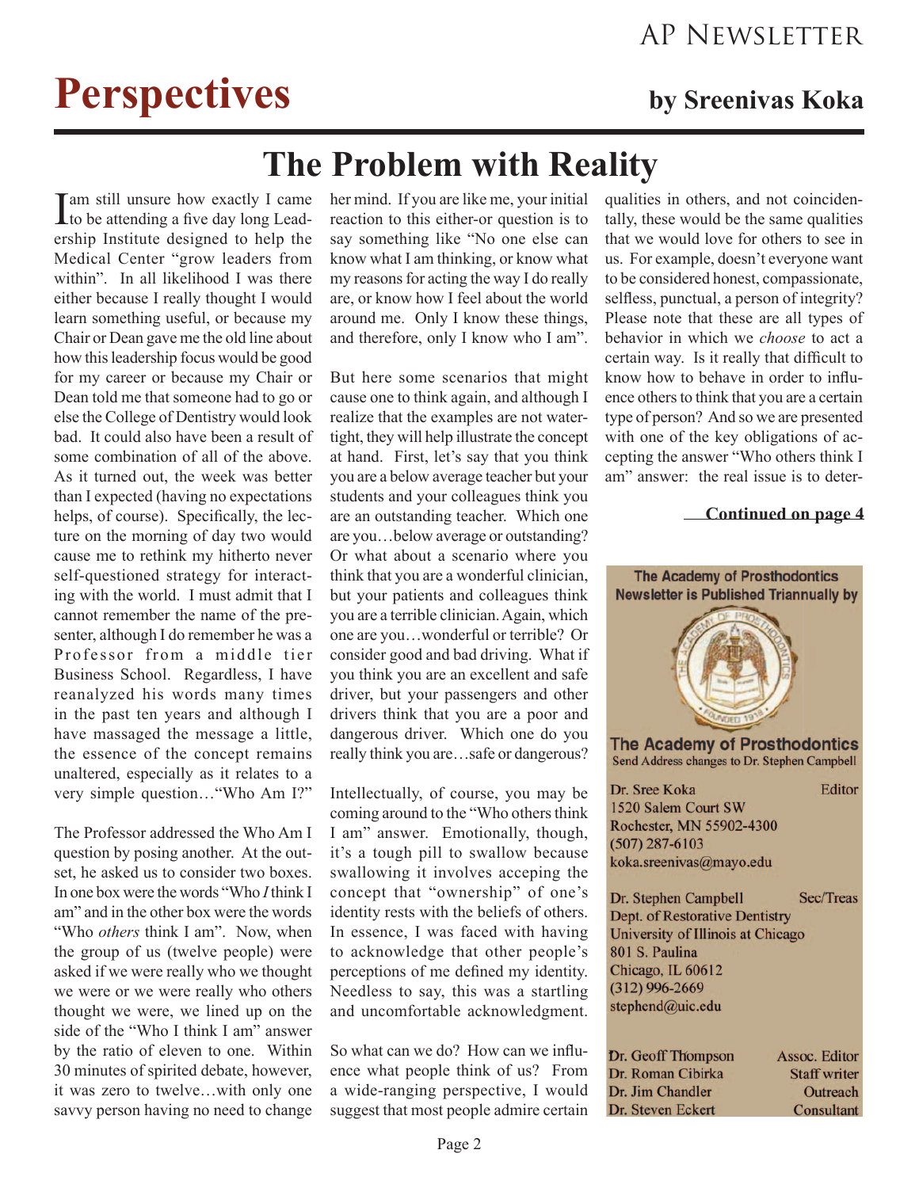# Perspectives

**by Sreenivas Koka**

## The Problem with Reality

I am still unsure how exactly I came to be attending a five day long Leadership Institute designed to help the Medical Center "grow leaders from within". In all likelihood I was there either because I really thought I would learn something useful, or because my Chair or Dean gave me the old line about how this leadership focus would be good for my career or because my Chair or Dean told me that someone had to go or else the College of Dentistry would look bad. It could also have been a result of some combination of all of the above. As it turned out, the week was better than I expected (having no expectations helps, of course). Specifically, the lecture on the morning of day two would cause me to rethink my hitherto never self-questioned strategy for interacting with the world. I must admit that I cannot remember the name of the presenter, although I do remember he was a Professor from a middle tier Business School. Regardless, I have reanalyzed his words many times in the past ten years and although I have massaged the message a little, the essence of the concept remains unaltered, especially as it relates to a very simple question…"Who Am I?"

The Professor addressed the Who Am I question by posing another. At the outset, he asked us to consider two boxes. In one box were the words "Who *I* think I am" and in the other box were the words "Who *others* think I am". Now, when the group of us (twelve people) were asked if we were really who we thought we were or we were really who others thought we were, we lined up on the side of the "Who I think I am" answer by the ratio of eleven to one. Within 30 minutes of spirited debate, however, it was zero to twelve…with only one savvy person having no need to change her mind. If you are like me, your initial reaction to this either-or question is to say something like "No one else can know what I am thinking, or know what my reasons for acting the way I do really are, or know how I feel about the world around me. Only I know these things, and therefore, only I know who I am".

But here some scenarios that might cause one to think again, and although I realize that the examples are not watertight, they will help illustrate the concept at hand. First, let's say that you think you are a below average teacher but your students and your colleagues think you are an outstanding teacher. Which one are you…below average or outstanding? Or what about a scenario where you think that you are a wonderful clinician, but your patients and colleagues think you are a terrible clinician. Again, which one are you…wonderful or terrible? Or consider good and bad driving. What if you think you are an excellent and safe driver, but your passengers and other drivers think that you are a poor and dangerous driver. Which one do you really think you are…safe or dangerous?

Intellectually, of course, you may be coming around to the "Who others think I am" answer. Emotionally, though, it's a tough pill to swallow because swallowing it involves accepting the concept that "ownership" of one's identity rests with the beliefs of others. In essence, I was faced with having to acknowledge that other people's perceptions of me defined my identity. Needless to say, this was a startling and uncomfortable acknowledgment.

So what can we do? How can we influence what people think of us? From a wide-ranging perspective, I would suggest that most people admire certain qualities in others, and not coincidentally, these would be the same qualities that we would love for others to see in us. For example, doesn't everyone want to be considered honest, compassionate, selfless, punctual, a person of integrity? Please note that these are all types of behavior in which we *choose* to act a certain way. Is it really that difficult to know how to behave in order to influence others to think that you are a certain type of person? And so we are presented with one of the key obligations of accepting the answer "Who others think I am" answer: the real issue is to deter-

**Continued on page 4**

---

The Academy of Prosthodontics Newsletter is Published Triannually by

**The Academy of Prosthodontics**
Send Address changes to Dr. Stephen Campbell

Dr. Sree Koka — Editor
1520 Salem Court SW
Rochester, MN 55902-4300
(507) 287-6103
koka.sreenivas@mayo.edu

Dr. Stephen Campbell — Sec/Treas
Dept. of Restorative Dentistry
University of Illinois at Chicago
801 S. Paulina
Chicago, IL 60612
(312) 996-2669
stephend@uic.edu

| | |
|---|---|
| Dr. Geoff Thompson | Assoc. Editor |
| Dr. Roman Cibirka | Staff writer |
| Dr. Jim Chandler | Outreach |
| Dr. Steven Eckert | Consultant |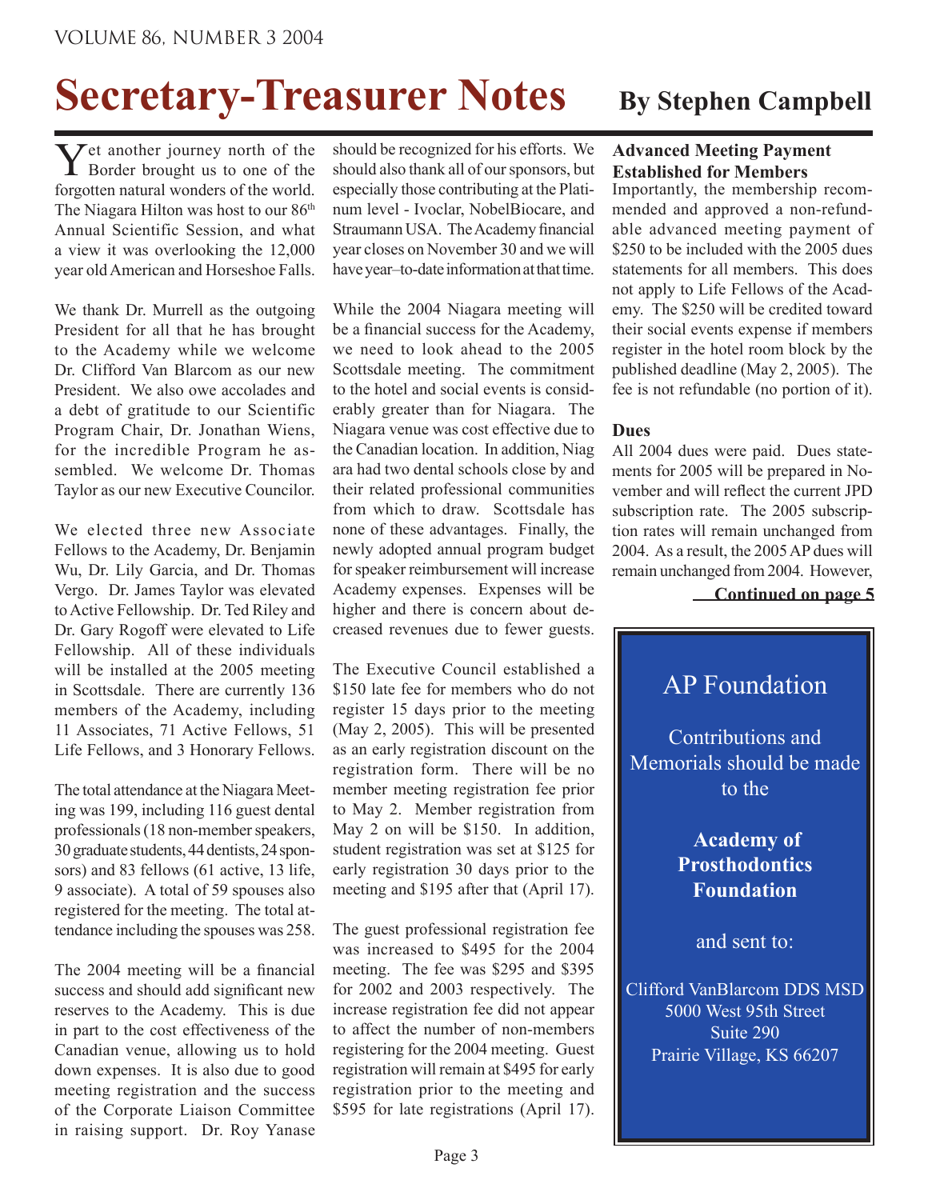# Secretary-Treasurer Notes

**By Stephen Campbell**

Yet another journey north of the Border brought us to one of the forgotten natural wonders of the world. The Niagara Hilton was host to our 86th Annual Scientific Session, and what a view it was overlooking the 12,000 year old American and Horseshoe Falls.

We thank Dr. Murrell as the outgoing President for all that he has brought to the Academy while we welcome Dr. Clifford Van Blarcom as our new President. We also owe accolades and a debt of gratitude to our Scientific Program Chair, Dr. Jonathan Wiens, for the incredible Program he assembled. We welcome Dr. Thomas Taylor as our new Executive Councilor.

We elected three new Associate Fellows to the Academy, Dr. Benjamin Wu, Dr. Lily Garcia, and Dr. Thomas Vergo. Dr. James Taylor was elevated to Active Fellowship. Dr. Ted Riley and Dr. Gary Rogoff were elevated to Life Fellowship. All of these individuals will be installed at the 2005 meeting in Scottsdale. There are currently 136 members of the Academy, including 11 Associates, 71 Active Fellows, 51 Life Fellows, and 3 Honorary Fellows.

The total attendance at the Niagara Meeting was 199, including 116 guest dental professionals (18 non-member speakers, 30 graduate students, 44 dentists, 24 sponsors) and 83 fellows (61 active, 13 life, 9 associate). A total of 59 spouses also registered for the meeting. The total attendance including the spouses was 258.

The 2004 meeting will be a financial success and should add significant new reserves to the Academy. This is due in part to the cost effectiveness of the Canadian venue, allowing us to hold down expenses. It is also due to good meeting registration and the success of the Corporate Liaison Committee in raising support. Dr. Roy Yanase should be recognized for his efforts. We should also thank all of our sponsors, but especially those contributing at the Platinum level - Ivoclar, NobelBiocare, and Straumann USA. The Academy financial year closes on November 30 and we will have year–to-date information at that time.

While the 2004 Niagara meeting will be a financial success for the Academy, we need to look ahead to the 2005 Scottsdale meeting. The commitment to the hotel and social events is considerably greater than for Niagara. The Niagara venue was cost effective due to the Canadian location. In addition, Niagara had two dental schools close by and their related professional communities from which to draw. Scottsdale has none of these advantages. Finally, the newly adopted annual program budget for speaker reimbursement will increase Academy expenses. Expenses will be higher and there is concern about decreased revenues due to fewer guests.

The Executive Council established a $150 late fee for members who do not register 15 days prior to the meeting (May 2, 2005). This will be presented as an early registration discount on the registration form. There will be no member meeting registration fee prior to May 2. Member registration from May 2 on will be $150. In addition, student registration was set at $125 for early registration 30 days prior to the meeting and $195 after that (April 17).

The guest professional registration fee was increased to $495 for the 2004 meeting. The fee was $295 and $395 for 2002 and 2003 respectively. The increase registration fee did not appear to affect the number of non-members registering for the 2004 meeting. Guest registration will remain at $495 for early registration prior to the meeting and $595 for late registrations (April 17).

### Advanced Meeting Payment Established for Members

Importantly, the membership recommended and approved a non-refundable advanced meeting payment of $250 to be included with the 2005 dues statements for all members. This does not apply to Life Fellows of the Academy. The $250 will be credited toward their social events expense if members register in the hotel room block by the published deadline (May 2, 2005). The fee is not refundable (no portion of it).

### Dues

All 2004 dues were paid. Dues statements for 2005 will be prepared in November and will reflect the current JPD subscription rate. The 2005 subscription rates will remain unchanged from 2004. As a result, the 2005 AP dues will remain unchanged from 2004. However,

**Continued on page 5**

---

## AP Foundation

Contributions and Memorials should be made to the

**Academy of Prosthodontics Foundation**

and sent to:

Clifford VanBlarcom DDS MSD
5000 West 95th Street
Suite 290
Prairie Village, KS 66207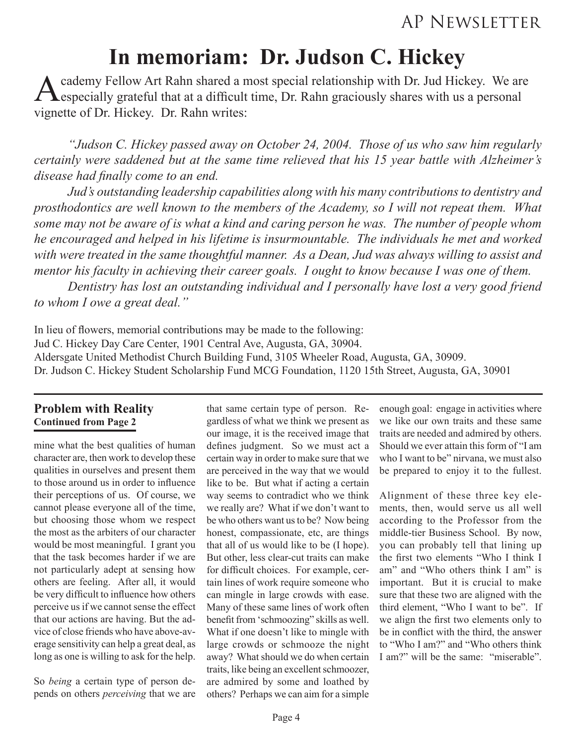# In memoriam: Dr. Judson C. Hickey

Academy Fellow Art Rahn shared a most special relationship with Dr. Jud Hickey. We are especially grateful that at a difficult time, Dr. Rahn graciously shares with us a personal vignette of Dr. Hickey. Dr. Rahn writes:

*"Judson C. Hickey passed away on October 24, 2004. Those of us who saw him regularly certainly were saddened but at the same time relieved that his 15 year battle with Alzheimer's disease had finally come to an end.*

*Jud's outstanding leadership capabilities along with his many contributions to dentistry and prosthodontics are well known to the members of the Academy, so I will not repeat them. What some may not be aware of is what a kind and caring person he was. The number of people whom he encouraged and helped in his lifetime is insurmountable. The individuals he met and worked with were treated in the same thoughtful manner. As a Dean, Jud was always willing to assist and mentor his faculty in achieving their career goals. I ought to know because I was one of them.*

*Dentistry has lost an outstanding individual and I personally have lost a very good friend to whom I owe a great deal."*

In lieu of flowers, memorial contributions may be made to the following:
Jud C. Hickey Day Care Center, 1901 Central Ave, Augusta, GA, 30904.
Aldersgate United Methodist Church Building Fund, 3105 Wheeler Road, Augusta, GA, 30909.
Dr. Judson C. Hickey Student Scholarship Fund MCG Foundation, 1120 15th Street, Augusta, GA, 30901

---

### Problem with Reality
**Continued from Page 2**

mine what the best qualities of human character are, then work to develop these qualities in ourselves and present them to those around us in order to influence their perceptions of us. Of course, we cannot please everyone all of the time, but choosing those whom we respect the most as the arbiters of our character would be most meaningful. I grant you that the task becomes harder if we are not particularly adept at sensing how others are feeling. After all, it would be very difficult to influence how others perceive us if we cannot sense the effect that our actions are having. But the advice of close friends who have above-average sensitivity can help a great deal, as long as one is willing to ask for the help.

So *being* a certain type of person depends on others *perceiving* that we are that same certain type of person. Regardless of what we think we present as our image, it is the received image that defines judgment. So we must act a certain way in order to make sure that we are perceived in the way that we would like to be. But what if acting a certain way seems to contradict who we think we really are? What if we don't want to be who others want us to be? Now being honest, compassionate, etc, are things that all of us would like to be (I hope). But other, less clear-cut traits can make for difficult choices. For example, certain lines of work require someone who can mingle in large crowds with ease. Many of these same lines of work often benefit from 'schmoozing" skills as well. What if one doesn't like to mingle with large crowds or schmooze the night away? What should we do when certain traits, like being an excellent schmoozer, are admired by some and loathed by others? Perhaps we can aim for a simple enough goal: engage in activities where we like our own traits and these same traits are needed and admired by others. Should we ever attain this form of "I am who I want to be" nirvana, we must also be prepared to enjoy it to the fullest.

Alignment of these three key elements, then, would serve us all well according to the Professor from the middle-tier Business School. By now, you can probably tell that lining up the first two elements "Who I think I am" and "Who others think I am" is important. But it is crucial to make sure that these two are aligned with the third element, "Who I want to be". If we align the first two elements only to be in conflict with the third, the answer to "Who I am?" and "Who others think I am?" will be the same: "miserable".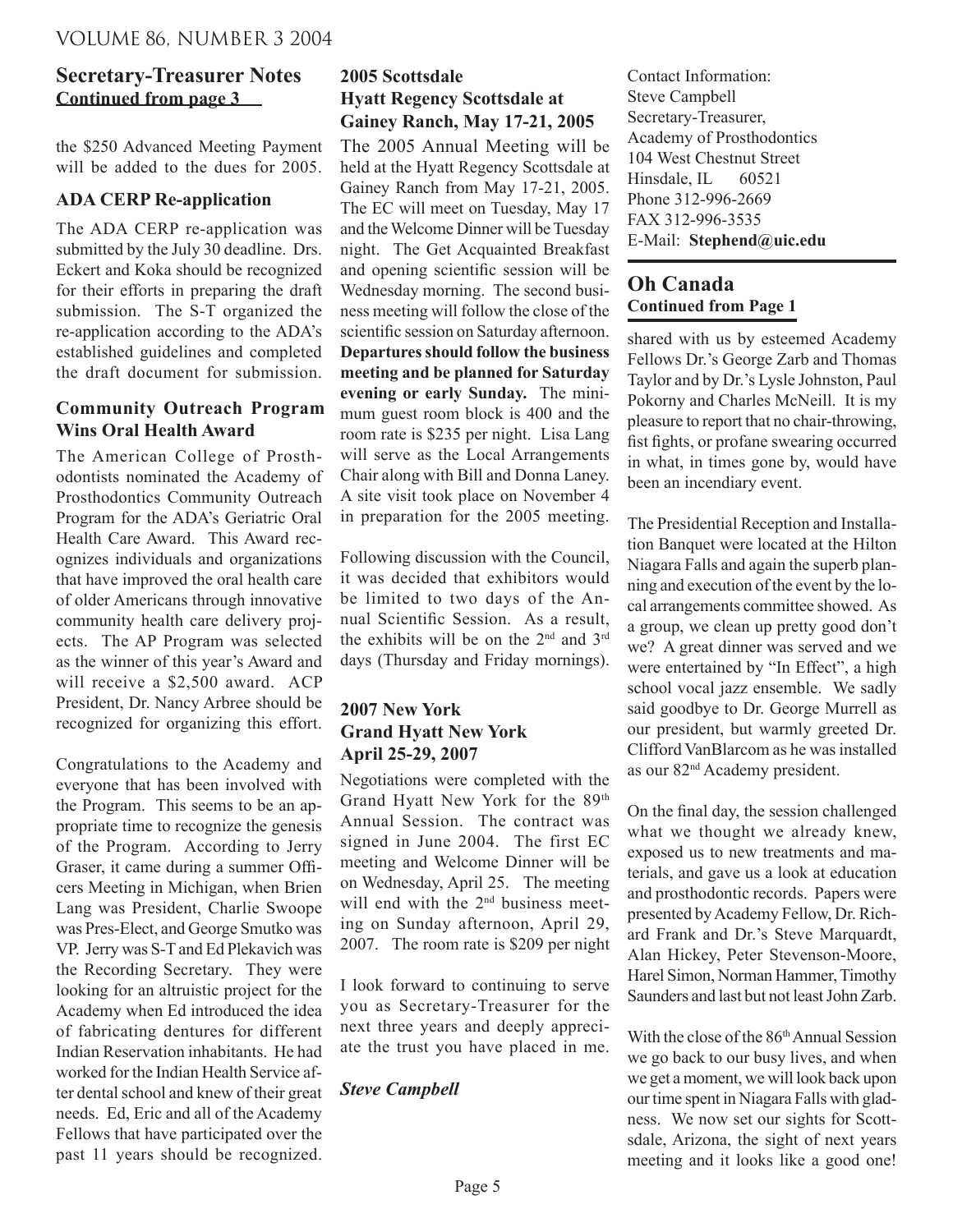## Secretary-Treasurer Notes

**Continued from page 3**

the $250 Advanced Meeting Payment will be added to the dues for 2005.

### ADA CERP Re-application

The ADA CERP re-application was submitted by the July 30 deadline. Drs. Eckert and Koka should be recognized for their efforts in preparing the draft submission. The S-T organized the re-application according to the ADA's established guidelines and completed the draft document for submission.

### Community Outreach Program Wins Oral Health Award

The American College of Prosthodontists nominated the Academy of Prosthodontics Community Outreach Program for the ADA's Geriatric Oral Health Care Award. This Award recognizes individuals and organizations that have improved the oral health care of older Americans through innovative community health care delivery projects. The AP Program was selected as the winner of this year's Award and will receive a $2,500 award. ACP President, Dr. Nancy Arbree should be recognized for organizing this effort.

Congratulations to the Academy and everyone that has been involved with the Program. This seems to be an appropriate time to recognize the genesis of the Program. According to Jerry Graser, it came during a summer Officers Meeting in Michigan, when Brien Lang was President, Charlie Swoope was Pres-Elect, and George Smutko was VP. Jerry was S-T and Ed Plekavich was the Recording Secretary. They were looking for an altruistic project for the Academy when Ed introduced the idea of fabricating dentures for different Indian Reservation inhabitants. He had worked for the Indian Health Service after dental school and knew of their great needs. Ed, Eric and all of the Academy Fellows that have participated over the past 11 years should be recognized.

### 2005 Scottsdale Hyatt Regency Scottsdale at Gainey Ranch, May 17-21, 2005

The 2005 Annual Meeting will be held at the Hyatt Regency Scottsdale at Gainey Ranch from May 17-21, 2005. The EC will meet on Tuesday, May 17 and the Welcome Dinner will be Tuesday night. The Get Acquainted Breakfast and opening scientific session will be Wednesday morning. The second business meeting will follow the close of the scientific session on Saturday afternoon. **Departures should follow the business meeting and be planned for Saturday evening or early Sunday.** The minimum guest room block is 400 and the room rate is $235 per night. Lisa Lang will serve as the Local Arrangements Chair along with Bill and Donna Laney. A site visit took place on November 4 in preparation for the 2005 meeting.

Following discussion with the Council, it was decided that exhibitors would be limited to two days of the Annual Scientific Session. As a result, the exhibits will be on the 2nd and 3rd days (Thursday and Friday mornings).

### 2007 New York Grand Hyatt New York April 25-29, 2007

Negotiations were completed with the Grand Hyatt New York for the 89th Annual Session. The contract was signed in June 2004. The first EC meeting and Welcome Dinner will be on Wednesday, April 25. The meeting will end with the 2nd business meeting on Sunday afternoon, April 29, 2007. The room rate is $209 per night

I look forward to continuing to serve you as Secretary-Treasurer for the next three years and deeply appreciate the trust you have placed in me.

***Steve Campbell***

Contact Information:
Steve Campbell
Secretary-Treasurer,
Academy of Prosthodontics
104 West Chestnut Street
Hinsdale, IL 60521
Phone 312-996-2669
FAX 312-996-3535
E-Mail: **Stephend@uic.edu**

## Oh Canada

**Continued from Page 1**

shared with us by esteemed Academy Fellows Dr.'s George Zarb and Thomas Taylor and by Dr.'s Lysle Johnston, Paul Pokorny and Charles McNeill. It is my pleasure to report that no chair-throwing, fist fights, or profane swearing occurred in what, in times gone by, would have been an incendiary event.

The Presidential Reception and Installation Banquet were located at the Hilton Niagara Falls and again the superb planning and execution of the event by the local arrangements committee showed. As a group, we clean up pretty good don't we? A great dinner was served and we were entertained by "In Effect", a high school vocal jazz ensemble. We sadly said goodbye to Dr. George Murrell as our president, but warmly greeted Dr. Clifford VanBlarcom as he was installed as our 82nd Academy president.

On the final day, the session challenged what we thought we already knew, exposed us to new treatments and materials, and gave us a look at education and prosthodontic records. Papers were presented by Academy Fellow, Dr. Richard Frank and Dr.'s Steve Marquardt, Alan Hickey, Peter Stevenson-Moore, Harel Simon, Norman Hammer, Timothy Saunders and last but not least John Zarb.

With the close of the 86th Annual Session we go back to our busy lives, and when we get a moment, we will look back upon our time spent in Niagara Falls with gladness. We now set our sights for Scottsdale, Arizona, the sight of next years meeting and it looks like a good one!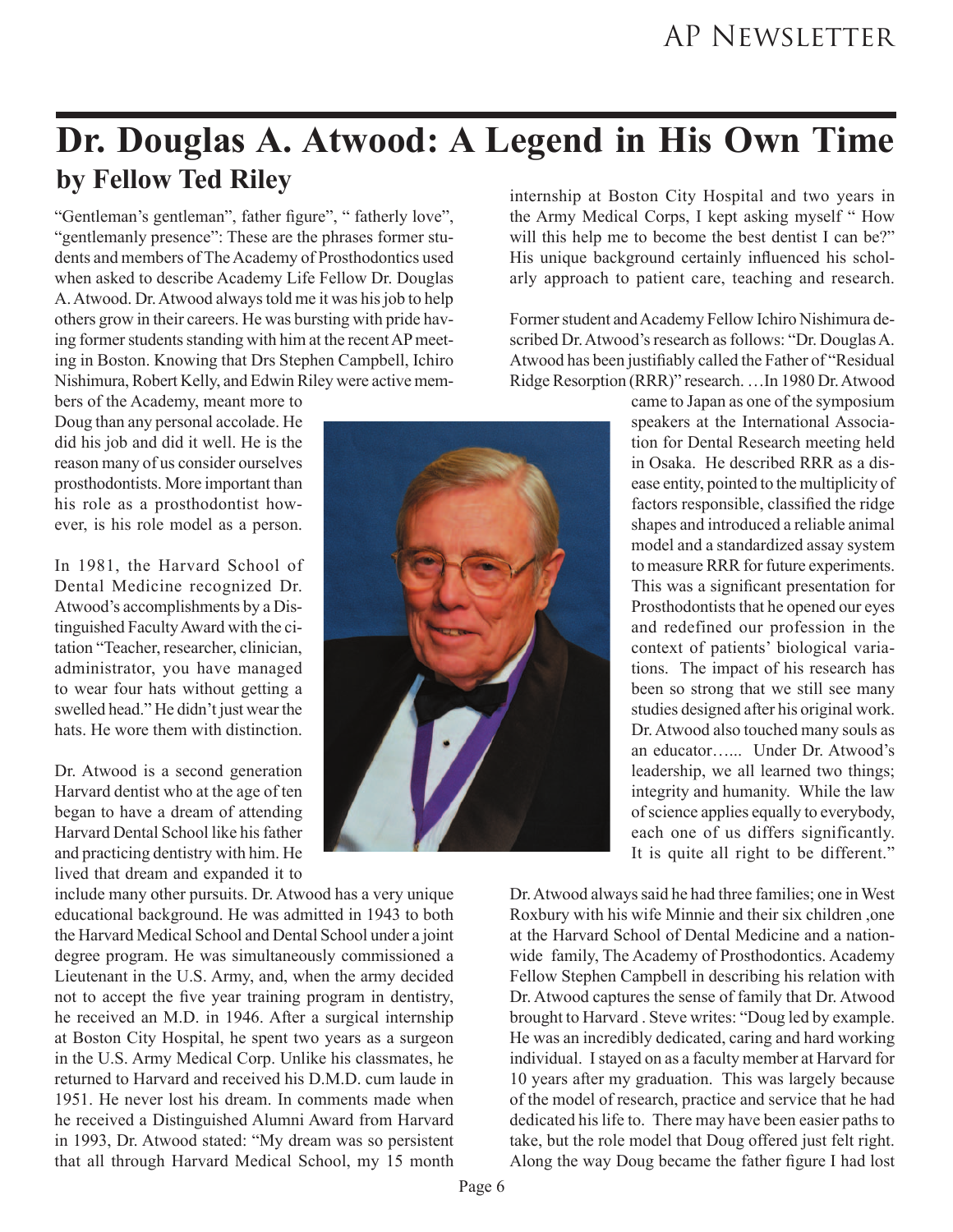# Dr. Douglas A. Atwood: A Legend in His Own Time

## by Fellow Ted Riley

"Gentleman's gentleman", father figure", " fatherly love", "gentlemanly presence": These are the phrases former students and members of The Academy of Prosthodontics used when asked to describe Academy Life Fellow Dr. Douglas A. Atwood. Dr. Atwood always told me it was his job to help others grow in their careers. He was bursting with pride having former students standing with him at the recent AP meeting in Boston. Knowing that Drs Stephen Campbell, Ichiro Nishimura, Robert Kelly, and Edwin Riley were active members of the Academy, meant more to Doug than any personal accolade. He did his job and did it well. He is the reason many of us consider ourselves prosthodontists. More important than his role as a prosthodontist however, is his role model as a person.

In 1981, the Harvard School of Dental Medicine recognized Dr. Atwood's accomplishments by a Distinguished Faculty Award with the citation "Teacher, researcher, clinician, administrator, you have managed to wear four hats without getting a swelled head." He didn't just wear the hats. He wore them with distinction.

Dr. Atwood is a second generation Harvard dentist who at the age of ten began to have a dream of attending Harvard Dental School like his father and practicing dentistry with him. He lived that dream and expanded it to include many other pursuits. Dr. Atwood has a very unique educational background. He was admitted in 1943 to both the Harvard Medical School and Dental School under a joint degree program. He was simultaneously commissioned a Lieutenant in the U.S. Army, and, when the army decided not to accept the five year training program in dentistry, he received an M.D. in 1946. After a surgical internship at Boston City Hospital, he spent two years as a surgeon in the U.S. Army Medical Corp. Unlike his classmates, he returned to Harvard and received his D.M.D. cum laude in 1951. He never lost his dream. In comments made when he received a Distinguished Alumni Award from Harvard in 1993, Dr. Atwood stated: "My dream was so persistent that all through Harvard Medical School, my 15 month internship at Boston City Hospital and two years in the Army Medical Corps, I kept asking myself " How will this help me to become the best dentist I can be?" His unique background certainly influenced his scholarly approach to patient care, teaching and research.

Former student and Academy Fellow Ichiro Nishimura described Dr. Atwood's research as follows: "Dr. Douglas A. Atwood has been justifiably called the Father of "Residual Ridge Resorption (RRR)" research. …In 1980 Dr. Atwood came to Japan as one of the symposium speakers at the International Association for Dental Research meeting held in Osaka. He described RRR as a disease entity, pointed to the multiplicity of factors responsible, classified the ridge shapes and introduced a reliable animal model and a standardized assay system to measure RRR for future experiments. This was a significant presentation for Prosthodontists that he opened our eyes and redefined our profession in the context of patients' biological variations. The impact of his research has been so strong that we still see many studies designed after his original work. Dr. Atwood also touched many souls as an educator…... Under Dr. Atwood's leadership, we all learned two things; integrity and humanity. While the law of science applies equally to everybody, each one of us differs significantly. It is quite all right to be different."

Dr. Atwood always said he had three families; one in West Roxbury with his wife Minnie and their six children ,one at the Harvard School of Dental Medicine and a nationwide family, The Academy of Prosthodontics. Academy Fellow Stephen Campbell in describing his relation with Dr. Atwood captures the sense of family that Dr. Atwood brought to Harvard . Steve writes: "Doug led by example. He was an incredibly dedicated, caring and hard working individual. I stayed on as a faculty member at Harvard for 10 years after my graduation. This was largely because of the model of research, practice and service that he had dedicated his life to. There may have been easier paths to take, but the role model that Doug offered just felt right. Along the way Doug became the father figure I had lost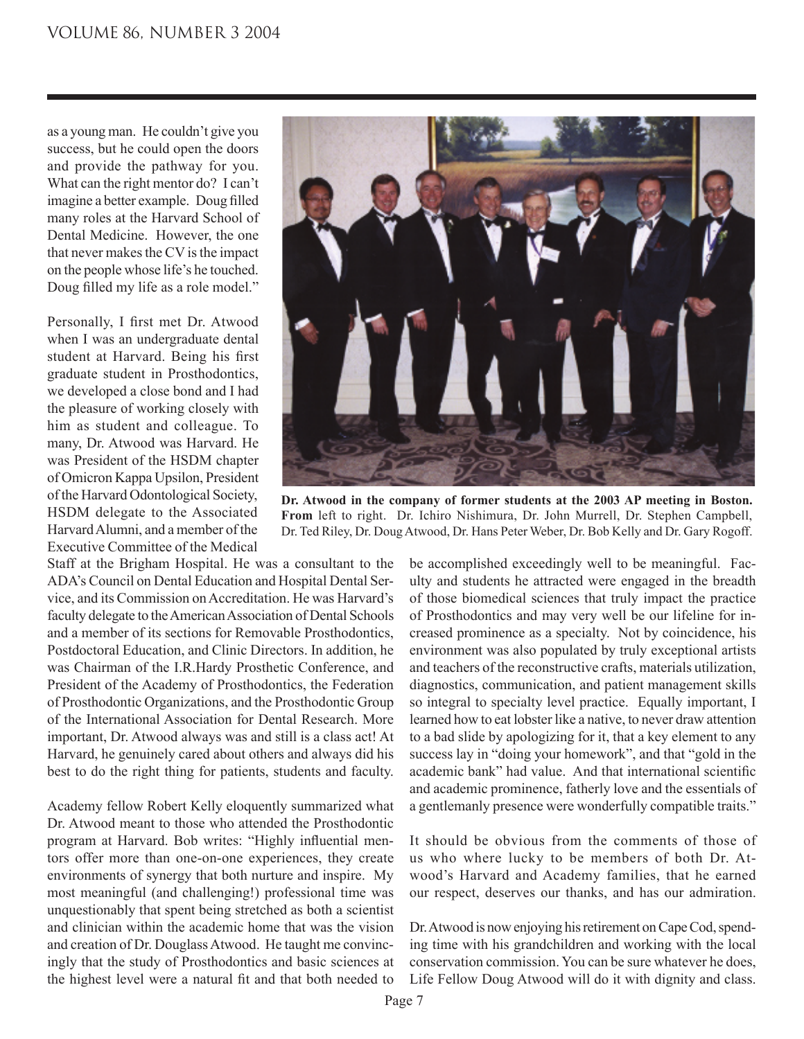as a young man. He couldn't give you success, but he could open the doors and provide the pathway for you. What can the right mentor do? I can't imagine a better example. Doug filled many roles at the Harvard School of Dental Medicine. However, the one that never makes the CV is the impact on the people whose life's he touched. Doug filled my life as a role model."

Personally, I first met Dr. Atwood when I was an undergraduate dental student at Harvard. Being his first graduate student in Prosthodontics, we developed a close bond and I had the pleasure of working closely with him as student and colleague. To many, Dr. Atwood was Harvard. He was President of the HSDM chapter of Omicron Kappa Upsilon, President of the Harvard Odontological Society, HSDM delegate to the Associated Harvard Alumni, and a member of the Executive Committee of the Medical Staff at the Brigham Hospital. He was a consultant to the ADA's Council on Dental Education and Hospital Dental Service, and its Commission on Accreditation. He was Harvard's faculty delegate to the American Association of Dental Schools and a member of its sections for Removable Prosthodontics, Postdoctoral Education, and Clinic Directors. In addition, he was Chairman of the I.R.Hardy Prosthetic Conference, and President of the Academy of Prosthodontics, the Federation of Prosthodontic Organizations, and the Prosthodontic Group of the International Association for Dental Research. More important, Dr. Atwood always was and still is a class act! At Harvard, he genuinely cared about others and always did his best to do the right thing for patients, students and faculty.

**Dr. Atwood in the company of former students at the 2003 AP meeting in Boston. From** left to right. Dr. Ichiro Nishimura, Dr. John Murrell, Dr. Stephen Campbell, Dr. Ted Riley, Dr. Doug Atwood, Dr. Hans Peter Weber, Dr. Bob Kelly and Dr. Gary Rogoff.

Academy fellow Robert Kelly eloquently summarized what Dr. Atwood meant to those who attended the Prosthodontic program at Harvard. Bob writes: "Highly influential mentors offer more than one-on-one experiences, they create environments of synergy that both nurture and inspire. My most meaningful (and challenging!) professional time was unquestionably that spent being stretched as both a scientist and clinician within the academic home that was the vision and creation of Dr. Douglass Atwood. He taught me convincingly that the study of Prosthodontics and basic sciences at the highest level were a natural fit and that both needed to be accomplished exceedingly well to be meaningful. Faculty and students he attracted were engaged in the breadth of those biomedical sciences that truly impact the practice of Prosthodontics and may very well be our lifeline for increased prominence as a specialty. Not by coincidence, his environment was also populated by truly exceptional artists and teachers of the reconstructive crafts, materials utilization, diagnostics, communication, and patient management skills so integral to specialty level practice. Equally important, I learned how to eat lobster like a native, to never draw attention to a bad slide by apologizing for it, that a key element to any success lay in "doing your homework", and that "gold in the academic bank" had value. And that international scientific and academic prominence, fatherly love and the essentials of a gentlemanly presence were wonderfully compatible traits."

It should be obvious from the comments of those of us who where lucky to be members of both Dr. Atwood's Harvard and Academy families, that he earned our respect, deserves our thanks, and has our admiration.

Dr. Atwood is now enjoying his retirement on Cape Cod, spending time with his grandchildren and working with the local conservation commission. You can be sure whatever he does, Life Fellow Doug Atwood will do it with dignity and class.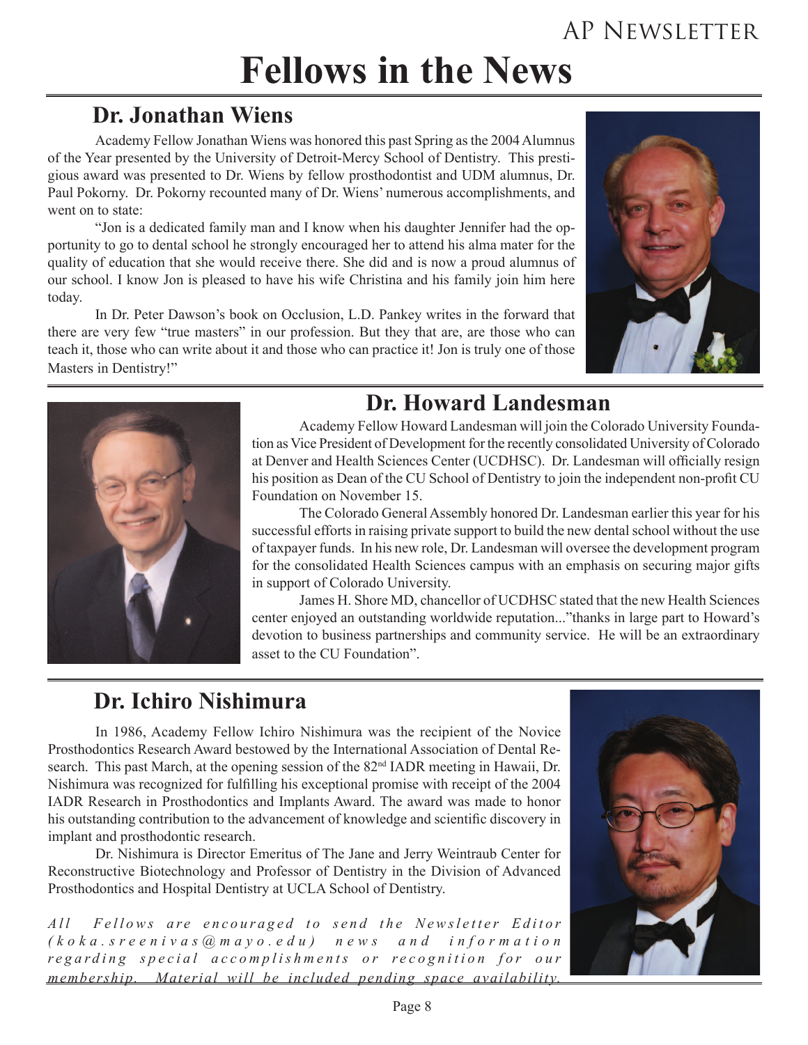# Fellows in the News

## Dr. Jonathan Wiens

Academy Fellow Jonathan Wiens was honored this past Spring as the 2004 Alumnus of the Year presented by the University of Detroit-Mercy School of Dentistry. This prestigious award was presented to Dr. Wiens by fellow prosthodontist and UDM alumnus, Dr. Paul Pokorny. Dr. Pokorny recounted many of Dr. Wiens' numerous accomplishments, and went on to state:

"Jon is a dedicated family man and I know when his daughter Jennifer had the opportunity to go to dental school he strongly encouraged her to attend his alma mater for the quality of education that she would receive there. She did and is now a proud alumnus of our school. I know Jon is pleased to have his wife Christina and his family join him here today.

In Dr. Peter Dawson's book on Occlusion, L.D. Pankey writes in the forward that there are very few "true masters" in our profession. But they that are, are those who can teach it, those who can write about it and those who can practice it! Jon is truly one of those Masters in Dentistry!"

## Dr. Howard Landesman

Academy Fellow Howard Landesman will join the Colorado University Foundation as Vice President of Development for the recently consolidated University of Colorado at Denver and Health Sciences Center (UCDHSC). Dr. Landesman will officially resign his position as Dean of the CU School of Dentistry to join the independent non-profit CU Foundation on November 15.

The Colorado General Assembly honored Dr. Landesman earlier this year for his successful efforts in raising private support to build the new dental school without the use of taxpayer funds. In his new role, Dr. Landesman will oversee the development program for the consolidated Health Sciences campus with an emphasis on securing major gifts in support of Colorado University.

James H. Shore MD, chancellor of UCDHSC stated that the new Health Sciences center enjoyed an outstanding worldwide reputation..."thanks in large part to Howard's devotion to business partnerships and community service. He will be an extraordinary asset to the CU Foundation".

## Dr. Ichiro Nishimura

In 1986, Academy Fellow Ichiro Nishimura was the recipient of the Novice Prosthodontics Research Award bestowed by the International Association of Dental Research. This past March, at the opening session of the 82nd IADR meeting in Hawaii, Dr. Nishimura was recognized for fulfilling his exceptional promise with receipt of the 2004 IADR Research in Prosthodontics and Implants Award. The award was made to honor his outstanding contribution to the advancement of knowledge and scientific discovery in implant and prosthodontic research.

Dr. Nishimura is Director Emeritus of The Jane and Jerry Weintraub Center for Reconstructive Biotechnology and Professor of Dentistry in the Division of Advanced Prosthodontics and Hospital Dentistry at UCLA School of Dentistry.

*All Fellows are encouraged to send the Newsletter Editor (koka.sreenivas@mayo.edu) news and information regarding special accomplishments or recognition for our membership. Material will be included pending space availability.*